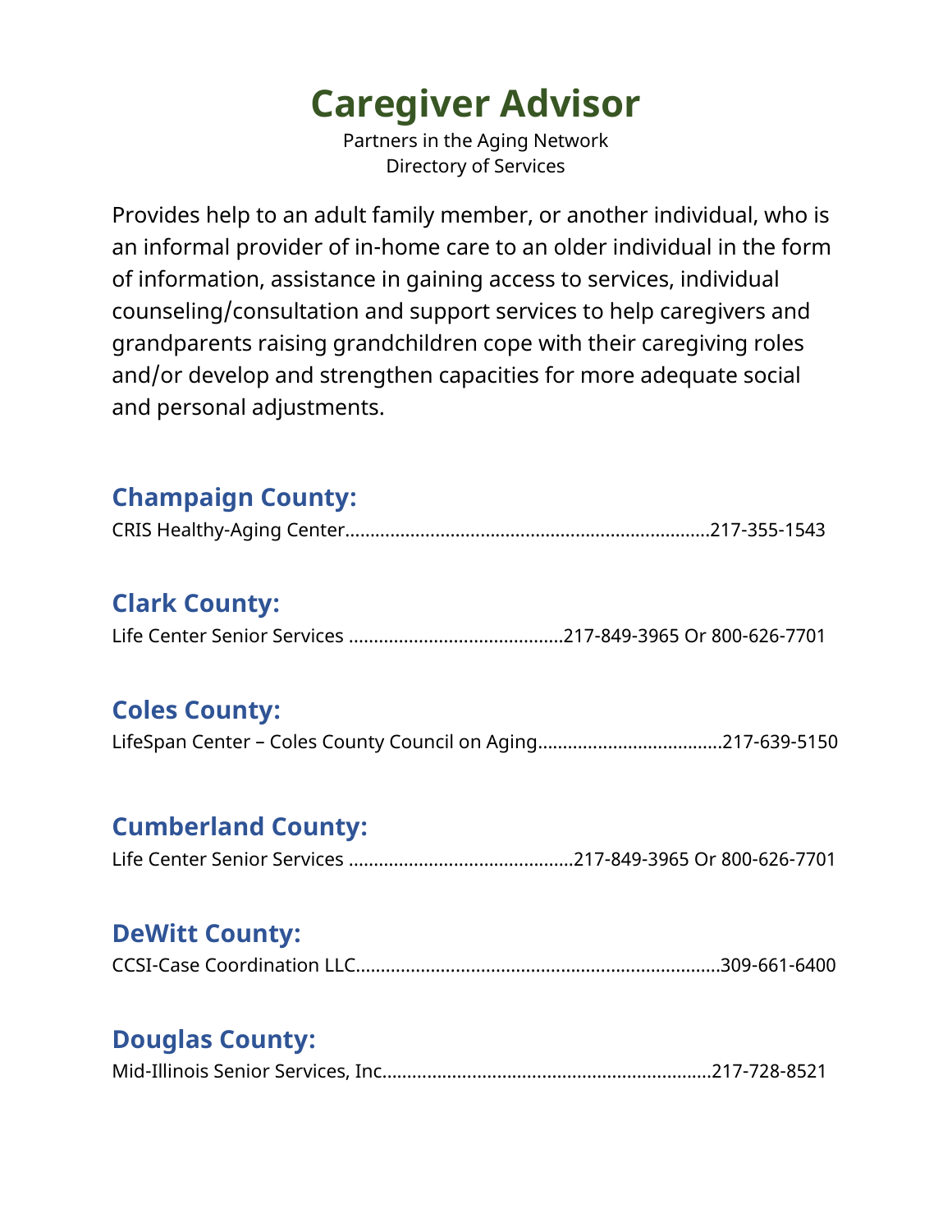# Caregiver Advisor

Partners in the Aging Network
Directory of Services

Provides help to an adult family member, or another individual, who is an informal provider of in-home care to an older individual in the form of information, assistance in gaining access to services, individual counseling/consultation and support services to help caregivers and grandparents raising grandchildren cope with their caregiving roles and/or develop and strengthen capacities for more adequate social and personal adjustments.

## Champaign County:

CRIS Healthy-Aging Center........................................................................217-355-1543

## Clark County:

Life Center Senior Services ..........................................217-849-3965 Or 800-626-7701

## Coles County:

LifeSpan Center – Coles County Council on Aging....................................217-639-5150

## Cumberland County:

Life Center Senior Services ............................................217-849-3965 Or 800-626-7701

## DeWitt County:

CCSI-Case Coordination LLC.......................................................................309-661-6400

## Douglas County:

Mid-Illinois Senior Services, Inc.................................................................217-728-8521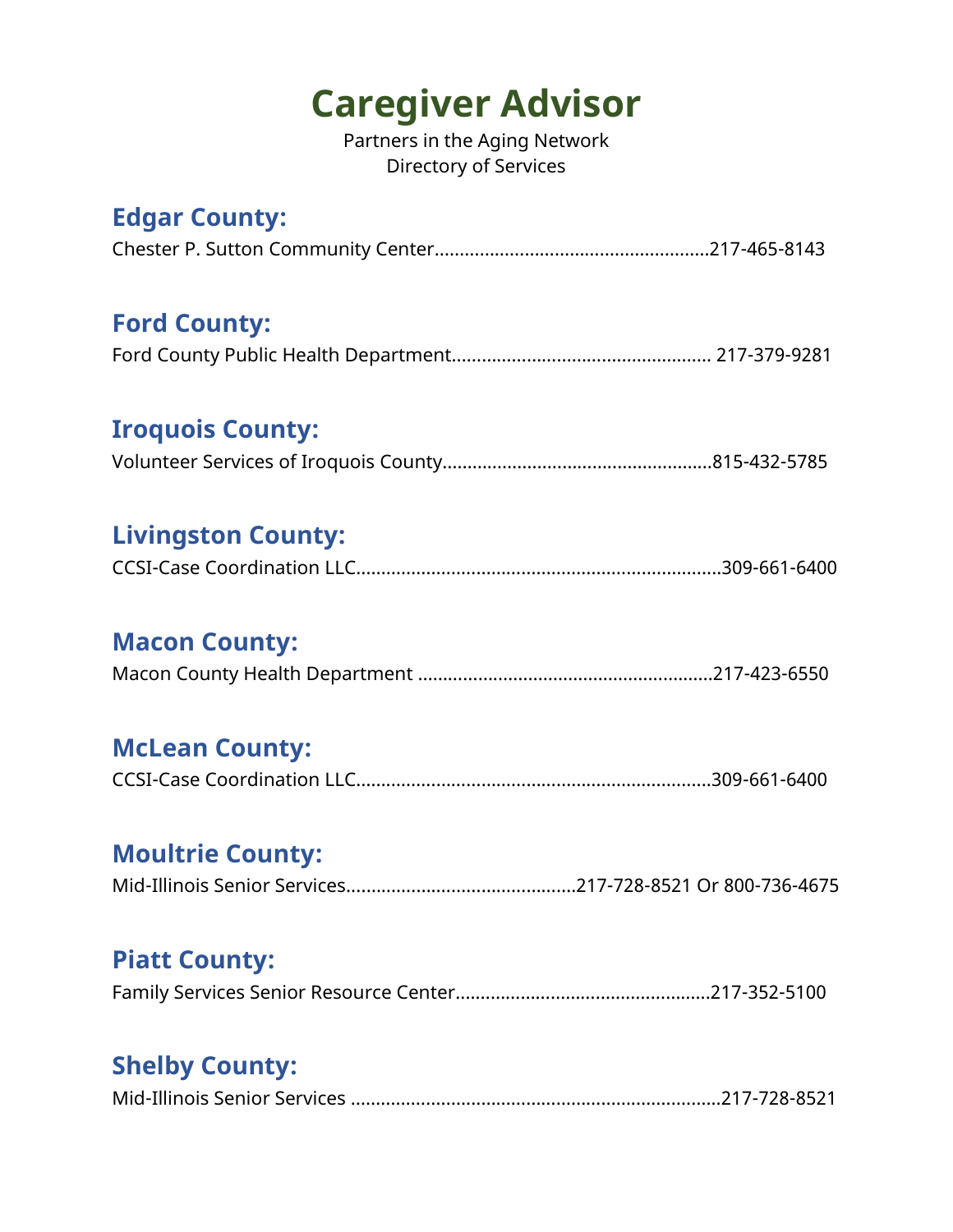# Caregiver Advisor

Partners in the Aging Network
Directory of Services

## Edgar County:

Chester P. Sutton Community Center......................................................217-465-8143

## Ford County:

Ford County Public Health Department.................................................. 217-379-9281

## Iroquois County:

Volunteer Services of Iroquois County.....................................................815-432-5785

## Livingston County:

CCSI-Case Coordination LLC.......................................................................309-661-6400

## Macon County:

Macon County Health Department ..........................................................217-423-6550

## McLean County:

CCSI-Case Coordination LLC.....................................................................309-661-6400

## Moultrie County:

Mid-Illinois Senior Services.............................................217-728-8521 Or 800-736-4675

## Piatt County:

Family Services Senior Resource Center..................................................217-352-5100

## Shelby County:

Mid-Illinois Senior Services ........................................................................217-728-8521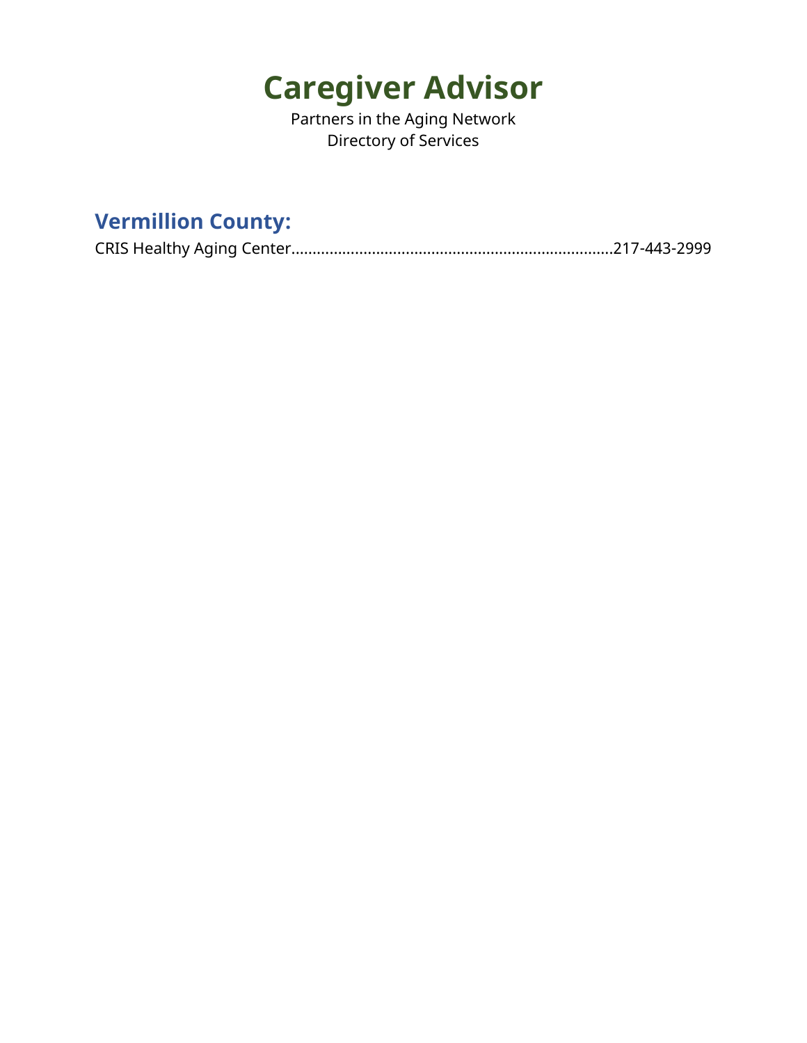# Caregiver Advisor

Partners in the Aging Network
Directory of Services

## Vermillion County:

CRIS Healthy Aging Center..........................................................................217-443-2999